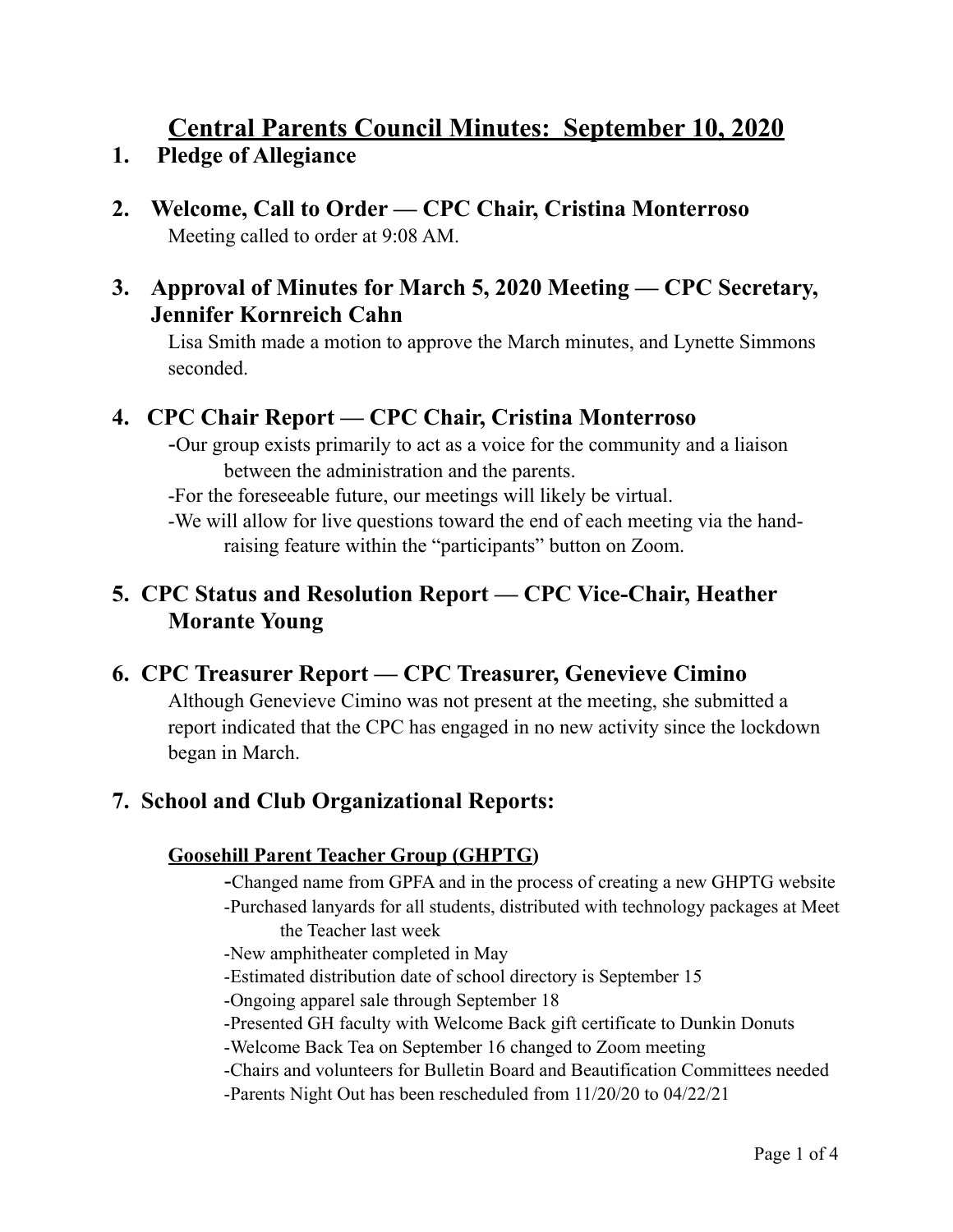# Central Parents Council Minutes: September 10, 2020

## 1. Pledge of Allegiance

## 2. Welcome, Call to Order — CPC Chair, Cristina Monterroso

Meeting called to order at 9:08 AM.

## 3. Approval of Minutes for March 5, 2020 Meeting — CPC Secretary, Jennifer Kornreich Cahn

Lisa Smith made a motion to approve the March minutes, and Lynette Simmons seconded.

## 4. CPC Chair Report — CPC Chair, Cristina Monterroso

- Our group exists primarily to act as a voice for the community and a liaison between the administration and the parents.
- For the foreseeable future, our meetings will likely be virtual.
- We will allow for live questions toward the end of each meeting via the hand-raising feature within the "participants" button on Zoom.

## 5. CPC Status and Resolution Report — CPC Vice-Chair, Heather Morante Young

## 6. CPC Treasurer Report — CPC Treasurer, Genevieve Cimino

Although Genevieve Cimino was not present at the meeting, she submitted a report indicated that the CPC has engaged in no new activity since the lockdown began in March.

## 7. School and Club Organizational Reports:

### Goosehill Parent Teacher Group (GHPTG)

- Changed name from GPFA and in the process of creating a new GHPTG website
- Purchased lanyards for all students, distributed with technology packages at Meet the Teacher last week
- New amphitheater completed in May
- Estimated distribution date of school directory is September 15
- Ongoing apparel sale through September 18
- Presented GH faculty with Welcome Back gift certificate to Dunkin Donuts
- Welcome Back Tea on September 16 changed to Zoom meeting
- Chairs and volunteers for Bulletin Board and Beautification Committees needed
- Parents Night Out has been rescheduled from 11/20/20 to 04/22/21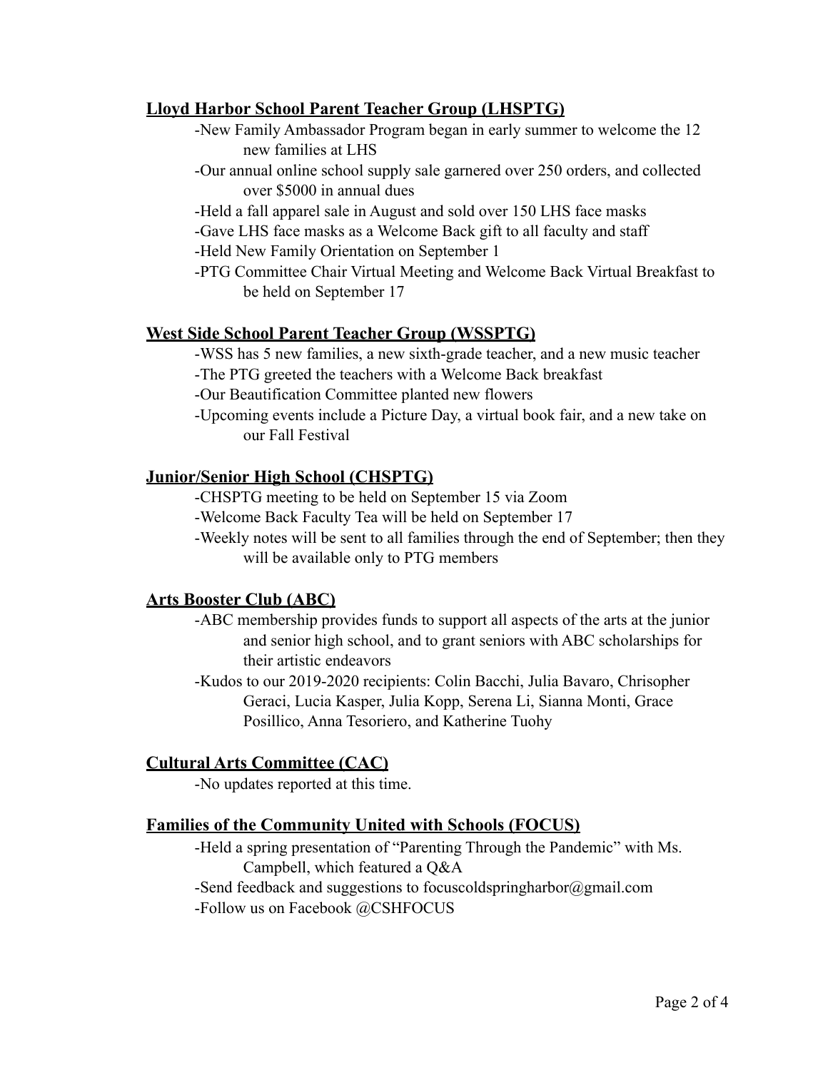**Lloyd Harbor School Parent Teacher Group (LHSPTG)**

- -New Family Ambassador Program began in early summer to welcome the 12 new families at LHS
- -Our annual online school supply sale garnered over 250 orders, and collected over $5000 in annual dues
- -Held a fall apparel sale in August and sold over 150 LHS face masks
- -Gave LHS face masks as a Welcome Back gift to all faculty and staff
- -Held New Family Orientation on September 1
- -PTG Committee Chair Virtual Meeting and Welcome Back Virtual Breakfast to be held on September 17

**West Side School Parent Teacher Group (WSSPTG)**

- -WSS has 5 new families, a new sixth-grade teacher, and a new music teacher
- -The PTG greeted the teachers with a Welcome Back breakfast
- -Our Beautification Committee planted new flowers
- -Upcoming events include a Picture Day, a virtual book fair, and a new take on our Fall Festival

**Junior/Senior High School (CHSPTG)**

- -CHSPTG meeting to be held on September 15 via Zoom
- -Welcome Back Faculty Tea will be held on September 17
- -Weekly notes will be sent to all families through the end of September; then they will be available only to PTG members

**Arts Booster Club (ABC)**

- -ABC membership provides funds to support all aspects of the arts at the junior and senior high school, and to grant seniors with ABC scholarships for their artistic endeavors
- -Kudos to our 2019-2020 recipients: Colin Bacchi, Julia Bavaro, Chrisopher Geraci, Lucia Kasper, Julia Kopp, Serena Li, Sianna Monti, Grace Posillico, Anna Tesoriero, and Katherine Tuohy

**Cultural Arts Committee (CAC)**

- -No updates reported at this time.

**Families of the Community United with Schools (FOCUS)**

- -Held a spring presentation of "Parenting Through the Pandemic" with Ms. Campbell, which featured a Q&A
- -Send feedback and suggestions to focuscoldspringharbor@gmail.com
- -Follow us on Facebook @CSHFOCUS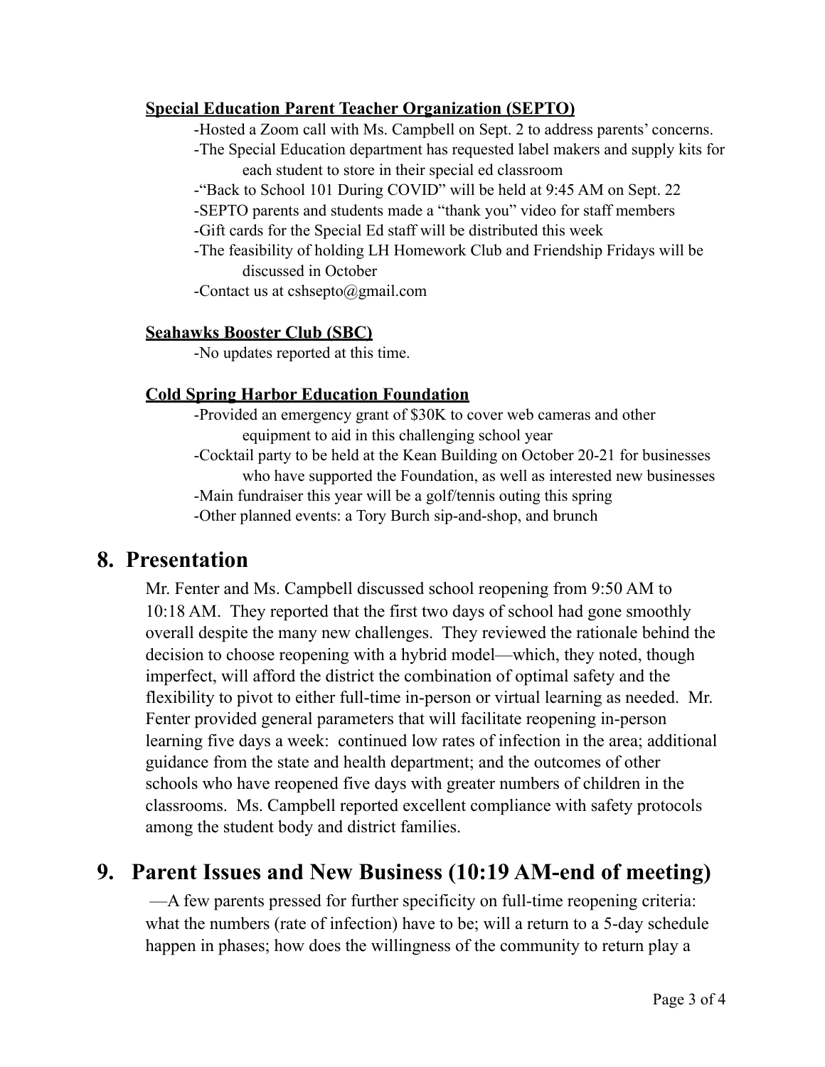**Special Education Parent Teacher Organization (SEPTO)**

-Hosted a Zoom call with Ms. Campbell on Sept. 2 to address parents' concerns.
-The Special Education department has requested label makers and supply kits for each student to store in their special ed classroom
-"Back to School 101 During COVID" will be held at 9:45 AM on Sept. 22
-SEPTO parents and students made a "thank you" video for staff members
-Gift cards for the Special Ed staff will be distributed this week
-The feasibility of holding LH Homework Club and Friendship Fridays will be discussed in October
-Contact us at cshsepto@gmail.com

**Seahawks Booster Club (SBC)**

-No updates reported at this time.

**Cold Spring Harbor Education Foundation**

-Provided an emergency grant of $30K to cover web cameras and other equipment to aid in this challenging school year
-Cocktail party to be held at the Kean Building on October 20-21 for businesses who have supported the Foundation, as well as interested new businesses
-Main fundraiser this year will be a golf/tennis outing this spring
-Other planned events: a Tory Burch sip-and-shop, and brunch

## 8. Presentation

Mr. Fenter and Ms. Campbell discussed school reopening from 9:50 AM to 10:18 AM. They reported that the first two days of school had gone smoothly overall despite the many new challenges. They reviewed the rationale behind the decision to choose reopening with a hybrid model—which, they noted, though imperfect, will afford the district the combination of optimal safety and the flexibility to pivot to either full-time in-person or virtual learning as needed. Mr. Fenter provided general parameters that will facilitate reopening in-person learning five days a week: continued low rates of infection in the area; additional guidance from the state and health department; and the outcomes of other schools who have reopened five days with greater numbers of children in the classrooms. Ms. Campbell reported excellent compliance with safety protocols among the student body and district families.

## 9. Parent Issues and New Business (10:19 AM-end of meeting)

—A few parents pressed for further specificity on full-time reopening criteria: what the numbers (rate of infection) have to be; will a return to a 5-day schedule happen in phases; how does the willingness of the community to return play a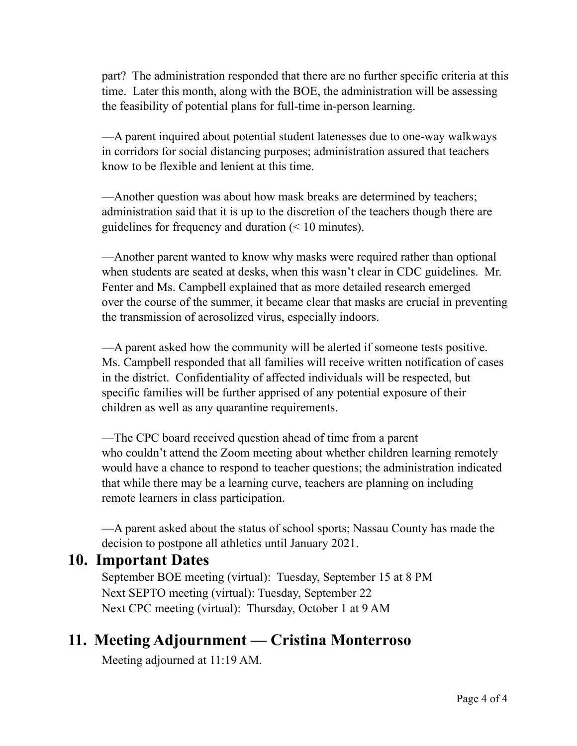part? The administration responded that there are no further specific criteria at this time. Later this month, along with the BOE, the administration will be assessing the feasibility of potential plans for full-time in-person learning.

—A parent inquired about potential student latenesses due to one-way walkways in corridors for social distancing purposes; administration assured that teachers know to be flexible and lenient at this time.

—Another question was about how mask breaks are determined by teachers; administration said that it is up to the discretion of the teachers though there are guidelines for frequency and duration (< 10 minutes).

—Another parent wanted to know why masks were required rather than optional when students are seated at desks, when this wasn't clear in CDC guidelines. Mr. Fenter and Ms. Campbell explained that as more detailed research emerged over the course of the summer, it became clear that masks are crucial in preventing the transmission of aerosolized virus, especially indoors.

—A parent asked how the community will be alerted if someone tests positive. Ms. Campbell responded that all families will receive written notification of cases in the district. Confidentiality of affected individuals will be respected, but specific families will be further apprised of any potential exposure of their children as well as any quarantine requirements.

—The CPC board received question ahead of time from a parent who couldn't attend the Zoom meeting about whether children learning remotely would have a chance to respond to teacher questions; the administration indicated that while there may be a learning curve, teachers are planning on including remote learners in class participation.

—A parent asked about the status of school sports; Nassau County has made the decision to postpone all athletics until January 2021.

## 10. Important Dates

September BOE meeting (virtual): Tuesday, September 15 at 8 PM
Next SEPTO meeting (virtual): Tuesday, September 22
Next CPC meeting (virtual): Thursday, October 1 at 9 AM

## 11. Meeting Adjournment — Cristina Monterroso

Meeting adjourned at 11:19 AM.